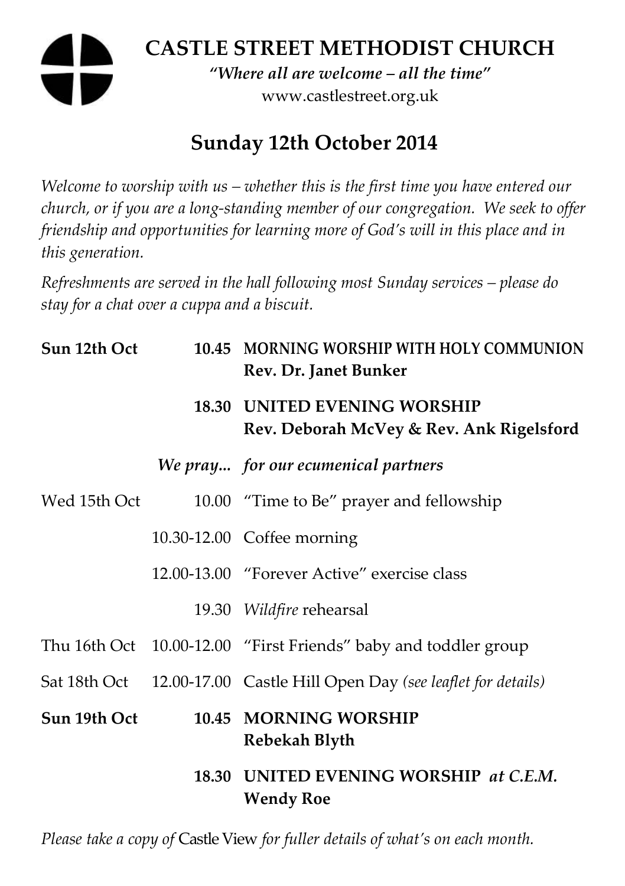# CASTLE STREET METHODIST CHURCH

*"Where all are welcome – all the time"*

www.castlestreet.org.uk

## Sunday 12th October 2014

*Welcome to worship with us – whether this is the first time you have entered our church, or if you are a long-standing member of our congregation. We seek to offer friendship and opportunities for learning more of God's will in this place and in this generation.*

*Refreshments are served in the hall following most Sunday services – please do stay for a chat over a cuppa and a biscuit.*

| | | |
|---|---|---|
| **Sun 12th Oct** | **10.45** | **MORNING WORSHIP WITH HOLY COMMUNION**<br>**Rev. Dr. Janet Bunker** |
| | **18.30** | **UNITED EVENING WORSHIP**<br>**Rev. Deborah McVey & Rev. Ank Rigelsford** |
| | ***We pray...*** | ***for our ecumenical partners*** |
| Wed 15th Oct | 10.00 | "Time to Be" prayer and fellowship |
| | 10.30-12.00 | Coffee morning |
| | 12.00-13.00 | "Forever Active" exercise class |
| | 19.30 | *Wildfire* rehearsal |
| Thu 16th Oct | 10.00-12.00 | "First Friends" baby and toddler group |
| Sat 18th Oct | 12.00-17.00 | Castle Hill Open Day *(see leaflet for details)* |
| **Sun 19th Oct** | **10.45** | **MORNING WORSHIP**<br>**Rebekah Blyth** |
| | **18.30** | **UNITED EVENING WORSHIP** ***at C.E.M.***<br>**Wendy Roe** |

*Please take a copy of* Castle View *for fuller details of what's on each month.*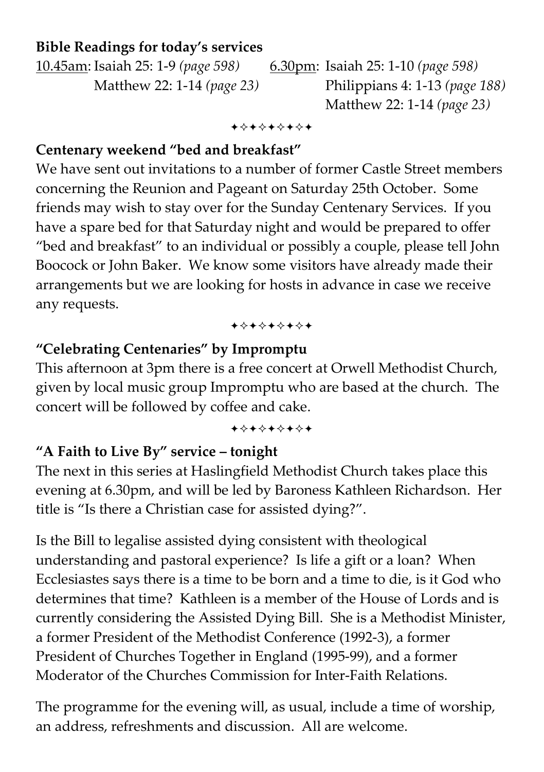**Bible Readings for today's services**

<u>10.45am</u>: Isaiah 25: 1-9 *(page 598)*
Matthew 22: 1-14 *(page 23)*

<u>6.30pm</u>: Isaiah 25: 1-10 *(page 598)*
Philippians 4: 1-13 *(page 188)*
Matthew 22: 1-14 *(page 23)*

✦✧✦✧✦✧✦✧✦

**Centenary weekend "bed and breakfast"**

We have sent out invitations to a number of former Castle Street members concerning the Reunion and Pageant on Saturday 25th October. Some friends may wish to stay over for the Sunday Centenary Services. If you have a spare bed for that Saturday night and would be prepared to offer "bed and breakfast" to an individual or possibly a couple, please tell John Boocock or John Baker. We know some visitors have already made their arrangements but we are looking for hosts in advance in case we receive any requests.

✦✧✦✧✦✧✦✧✦

**"Celebrating Centenaries" by Impromptu**

This afternoon at 3pm there is a free concert at Orwell Methodist Church, given by local music group Impromptu who are based at the church. The concert will be followed by coffee and cake.

✦✧✦✧✦✧✦✧✦

**"A Faith to Live By" service – tonight**

The next in this series at Haslingfield Methodist Church takes place this evening at 6.30pm, and will be led by Baroness Kathleen Richardson. Her title is "Is there a Christian case for assisted dying?".

Is the Bill to legalise assisted dying consistent with theological understanding and pastoral experience? Is life a gift or a loan? When Ecclesiastes says there is a time to be born and a time to die, is it God who determines that time? Kathleen is a member of the House of Lords and is currently considering the Assisted Dying Bill. She is a Methodist Minister, a former President of the Methodist Conference (1992-3), a former President of Churches Together in England (1995-99), and a former Moderator of the Churches Commission for Inter-Faith Relations.

The programme for the evening will, as usual, include a time of worship, an address, refreshments and discussion. All are welcome.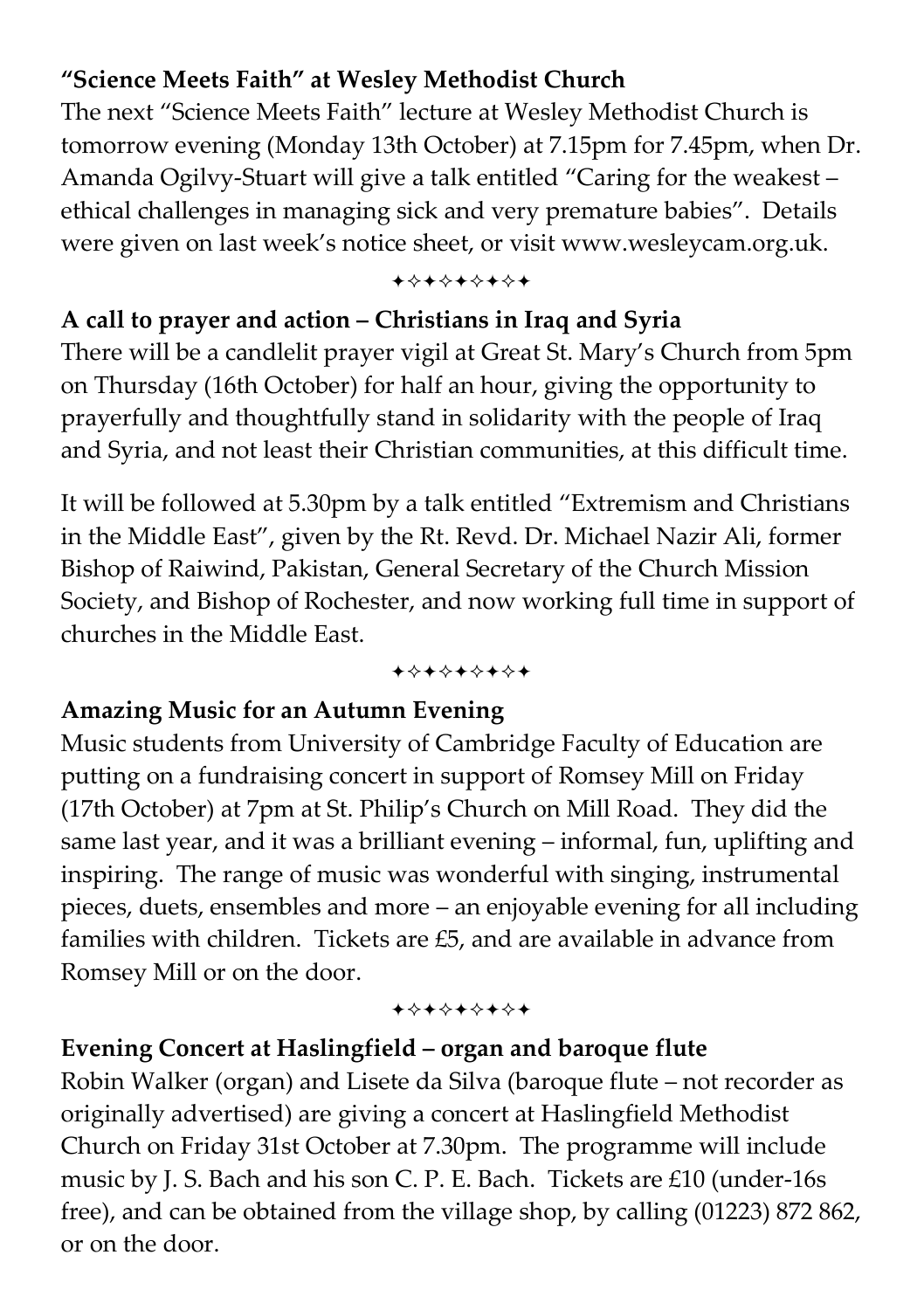**"Science Meets Faith" at Wesley Methodist Church**

The next "Science Meets Faith" lecture at Wesley Methodist Church is tomorrow evening (Monday 13th October) at 7.15pm for 7.45pm, when Dr. Amanda Ogilvy-Stuart will give a talk entitled "Caring for the weakest – ethical challenges in managing sick and very premature babies". Details were given on last week's notice sheet, or visit www.wesleycam.org.uk.

✦✧✦✧✦✧✦✧✦

**A call to prayer and action – Christians in Iraq and Syria**

There will be a candlelit prayer vigil at Great St. Mary's Church from 5pm on Thursday (16th October) for half an hour, giving the opportunity to prayerfully and thoughtfully stand in solidarity with the people of Iraq and Syria, and not least their Christian communities, at this difficult time.

It will be followed at 5.30pm by a talk entitled "Extremism and Christians in the Middle East", given by the Rt. Revd. Dr. Michael Nazir Ali, former Bishop of Raiwind, Pakistan, General Secretary of the Church Mission Society, and Bishop of Rochester, and now working full time in support of churches in the Middle East.

✦✧✦✧✦✧✦✧✦

**Amazing Music for an Autumn Evening**

Music students from University of Cambridge Faculty of Education are putting on a fundraising concert in support of Romsey Mill on Friday (17th October) at 7pm at St. Philip's Church on Mill Road. They did the same last year, and it was a brilliant evening – informal, fun, uplifting and inspiring. The range of music was wonderful with singing, instrumental pieces, duets, ensembles and more – an enjoyable evening for all including families with children. Tickets are £5, and are available in advance from Romsey Mill or on the door.

✦✧✦✧✦✧✦✧✦

**Evening Concert at Haslingfield – organ and baroque flute**

Robin Walker (organ) and Lisete da Silva (baroque flute – not recorder as originally advertised) are giving a concert at Haslingfield Methodist Church on Friday 31st October at 7.30pm. The programme will include music by J. S. Bach and his son C. P. E. Bach. Tickets are £10 (under-16s free), and can be obtained from the village shop, by calling (01223) 872 862, or on the door.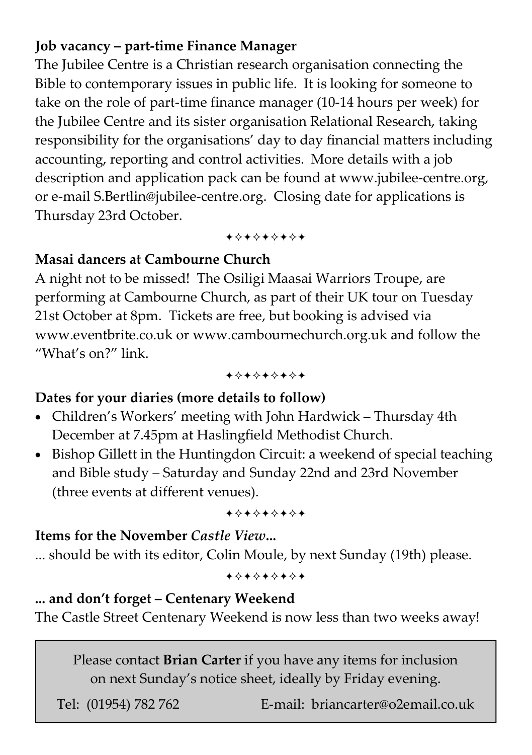**Job vacancy – part-time Finance Manager**

The Jubilee Centre is a Christian research organisation connecting the Bible to contemporary issues in public life. It is looking for someone to take on the role of part-time finance manager (10-14 hours per week) for the Jubilee Centre and its sister organisation Relational Research, taking responsibility for the organisations' day to day financial matters including accounting, reporting and control activities. More details with a job description and application pack can be found at www.jubilee-centre.org, or e-mail S.Bertlin@jubilee-centre.org. Closing date for applications is Thursday 23rd October.

✦✧✦✧✦✦✧✦

**Masai dancers at Cambourne Church**

A night not to be missed! The Osiligi Maasai Warriors Troupe, are performing at Cambourne Church, as part of their UK tour on Tuesday 21st October at 8pm. Tickets are free, but booking is advised via www.eventbrite.co.uk or www.cambournechurch.org.uk and follow the "What's on?" link.

✦✧✦✧✦✦✧✦

**Dates for your diaries (more details to follow)**

- Children's Workers' meeting with John Hardwick – Thursday 4th December at 7.45pm at Haslingfield Methodist Church.
- Bishop Gillett in the Huntingdon Circuit: a weekend of special teaching and Bible study – Saturday and Sunday 22nd and 23rd November (three events at different venues).

✦✧✦✧✦✦✧✦

**Items for the November *Castle View*...**

... should be with its editor, Colin Moule, by next Sunday (19th) please.

✦✧✦✧✦✦✧✦

**... and don't forget – Centenary Weekend**

The Castle Street Centenary Weekend is now less than two weeks away!

Please contact **Brian Carter** if you have any items for inclusion on next Sunday's notice sheet, ideally by Friday evening.

Tel: (01954) 782 762 E-mail: briancarter@o2email.co.uk